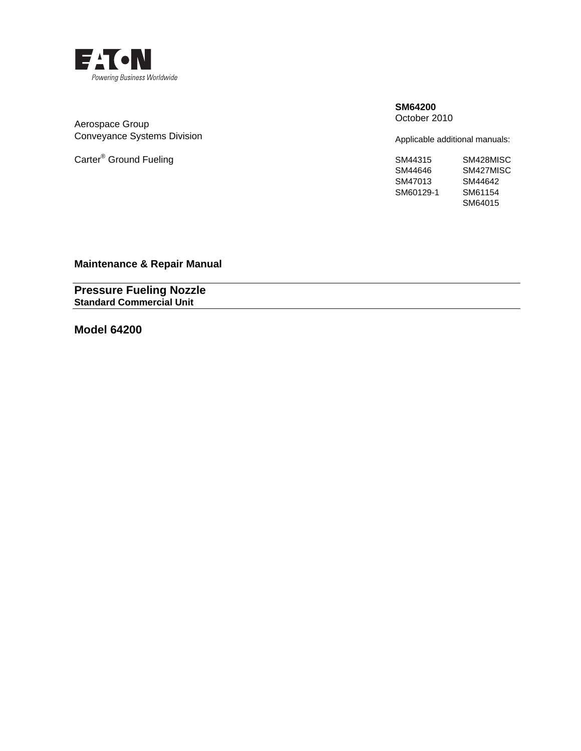EATON

Powering Business Worldwide

**SM64200**
October 2010

Applicable additional manuals:

| | |
|---|---|
| SM44315 | SM428MISC |
| SM44646 | SM427MISC |
| SM47013 | SM44642 |
| SM60129-1 | SM61154 |
| | SM64015 |

Aerospace Group
Conveyance Systems Division

Carter® Ground Fueling

**Maintenance & Repair Manual**

# Pressure Fueling Nozzle

**Standard Commercial Unit**

## Model 64200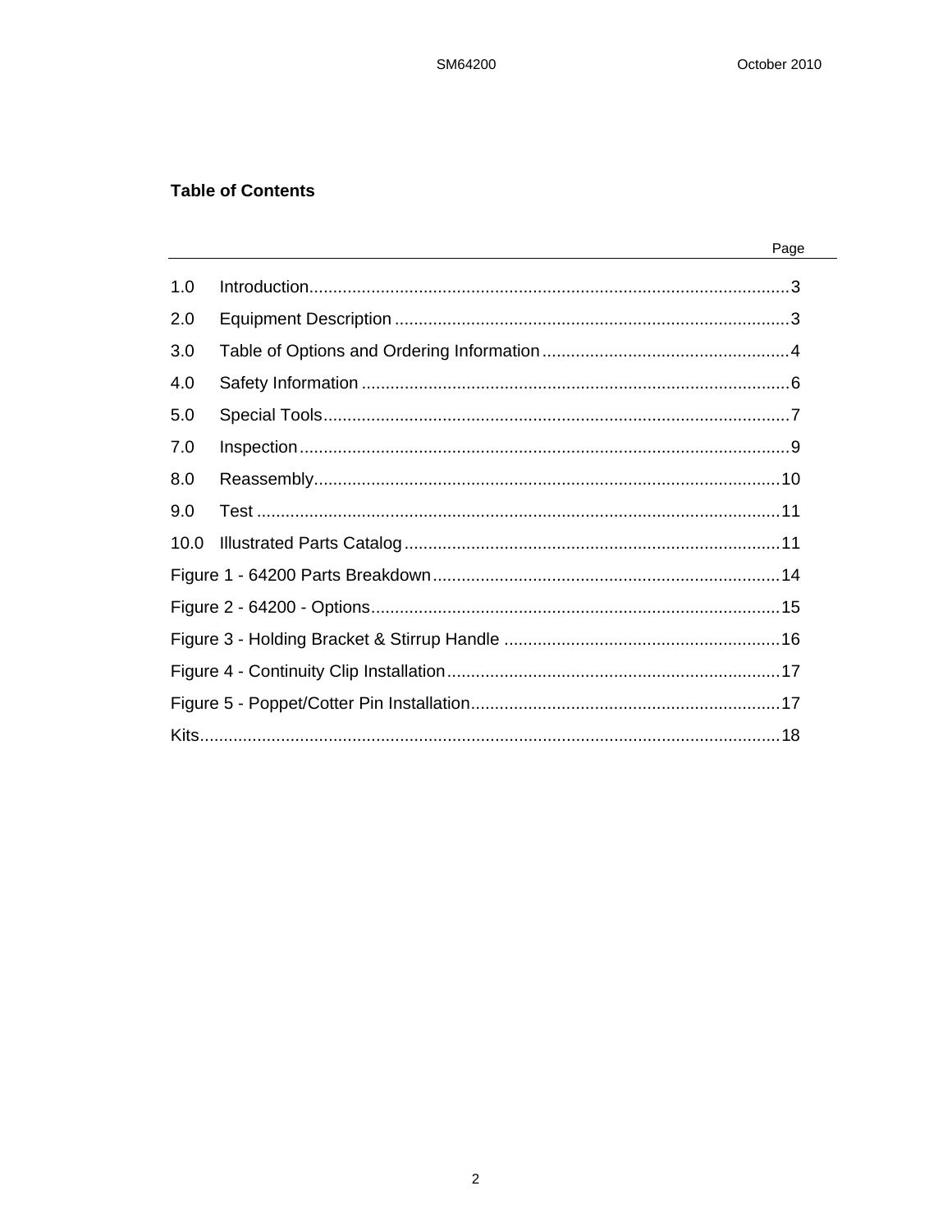## Table of Contents

| | | Page |
|---|---|---|
| 1.0 | Introduction | 3 |
| 2.0 | Equipment Description | 3 |
| 3.0 | Table of Options and Ordering Information | 4 |
| 4.0 | Safety Information | 6 |
| 5.0 | Special Tools | 7 |
| 7.0 | Inspection | 9 |
| 8.0 | Reassembly | 10 |
| 9.0 | Test | 11 |
| 10.0 | Illustrated Parts Catalog | 11 |
| Figure 1 - 64200 Parts Breakdown | | 14 |
| Figure 2 - 64200 - Options | | 15 |
| Figure 3 - Holding Bracket & Stirrup Handle | | 16 |
| Figure 4 - Continuity Clip Installation | | 17 |
| Figure 5 - Poppet/Cotter Pin Installation | | 17 |
| Kits | | 18 |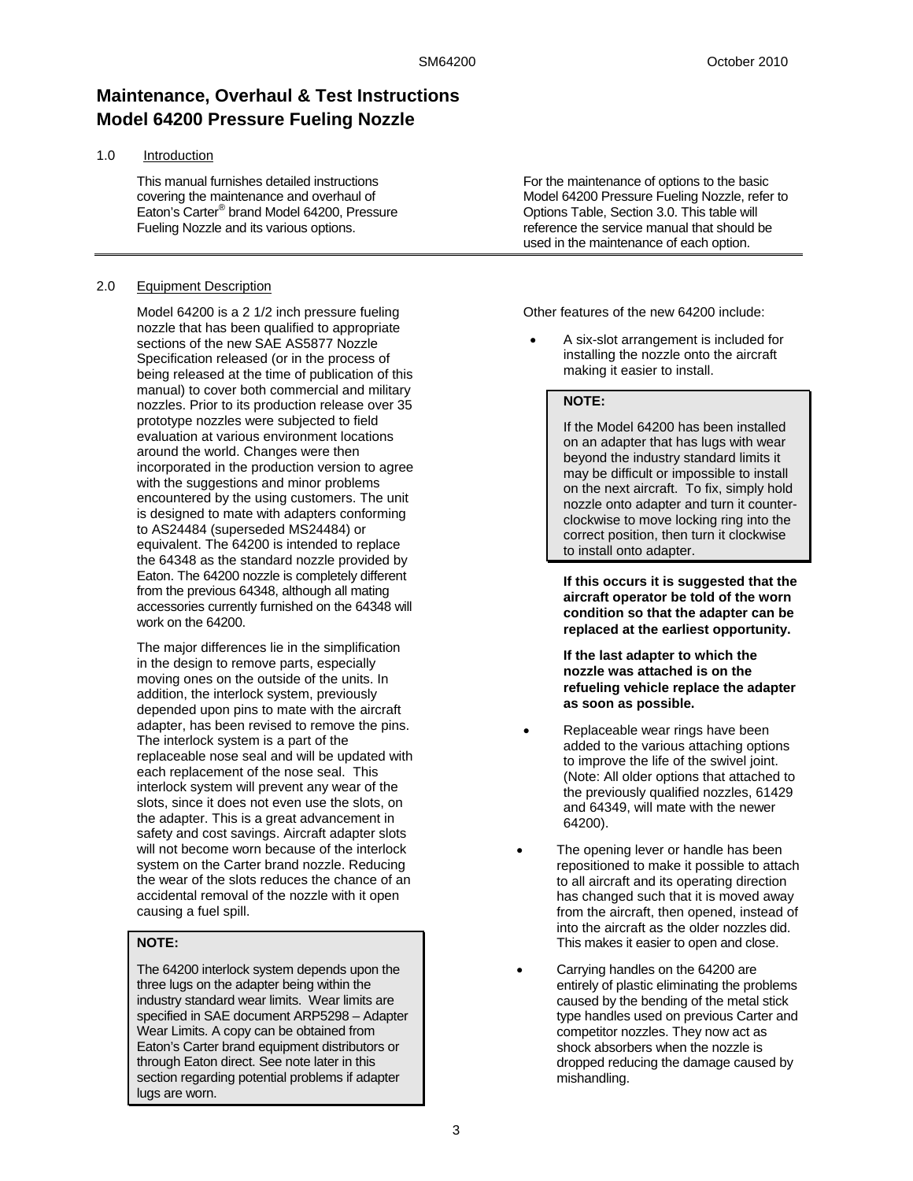# Maintenance, Overhaul & Test Instructions Model 64200 Pressure Fueling Nozzle

## 1.0 Introduction

This manual furnishes detailed instructions covering the maintenance and overhaul of Eaton's Carter® brand Model 64200, Pressure Fueling Nozzle and its various options.

For the maintenance of options to the basic Model 64200 Pressure Fueling Nozzle, refer to Options Table, Section 3.0. This table will reference the service manual that should be used in the maintenance of each option.

## 2.0 Equipment Description

Model 64200 is a 2 1/2 inch pressure fueling nozzle that has been qualified to appropriate sections of the new SAE AS5877 Nozzle Specification released (or in the process of being released at the time of publication of this manual) to cover both commercial and military nozzles. Prior to its production release over 35 prototype nozzles were subjected to field evaluation at various environment locations around the world. Changes were then incorporated in the production version to agree with the suggestions and minor problems encountered by the using customers. The unit is designed to mate with adapters conforming to AS24484 (superseded MS24484) or equivalent. The 64200 is intended to replace the 64348 as the standard nozzle provided by Eaton. The 64200 nozzle is completely different from the previous 64348, although all mating accessories currently furnished on the 64348 will work on the 64200.

The major differences lie in the simplification in the design to remove parts, especially moving ones on the outside of the units. In addition, the interlock system, previously depended upon pins to mate with the aircraft adapter, has been revised to remove the pins. The interlock system is a part of the replaceable nose seal and will be updated with each replacement of the nose seal. This interlock system will prevent any wear of the slots, since it does not even use the slots, on the adapter. This is a great advancement in safety and cost savings. Aircraft adapter slots will not become worn because of the interlock system on the Carter brand nozzle. Reducing the wear of the slots reduces the chance of an accidental removal of the nozzle with it open causing a fuel spill.

> **NOTE:**
>
> The 64200 interlock system depends upon the three lugs on the adapter being within the industry standard wear limits. Wear limits are specified in SAE document ARP5298 – Adapter Wear Limits. A copy can be obtained from Eaton's Carter brand equipment distributors or through Eaton direct. See note later in this section regarding potential problems if adapter lugs are worn.

Other features of the new 64200 include:

- A six-slot arrangement is included for installing the nozzle onto the aircraft making it easier to install.

> **NOTE:**
>
> If the Model 64200 has been installed on an adapter that has lugs with wear beyond the industry standard limits it may be difficult or impossible to install on the next aircraft. To fix, simply hold nozzle onto adapter and turn it counter-clockwise to move locking ring into the correct position, then turn it clockwise to install onto adapter.

**If this occurs it is suggested that the aircraft operator be told of the worn condition so that the adapter can be replaced at the earliest opportunity.**

**If the last adapter to which the nozzle was attached is on the refueling vehicle replace the adapter as soon as possible.**

- Replaceable wear rings have been added to the various attaching options to improve the life of the swivel joint. (Note: All older options that attached to the previously qualified nozzles, 61429 and 64349, will mate with the newer 64200).
- The opening lever or handle has been repositioned to make it possible to attach to all aircraft and its operating direction has changed such that it is moved away from the aircraft, then opened, instead of into the aircraft as the older nozzles did. This makes it easier to open and close.
- Carrying handles on the 64200 are entirely of plastic eliminating the problems caused by the bending of the metal stick type handles used on previous Carter and competitor nozzles. They now act as shock absorbers when the nozzle is dropped reducing the damage caused by mishandling.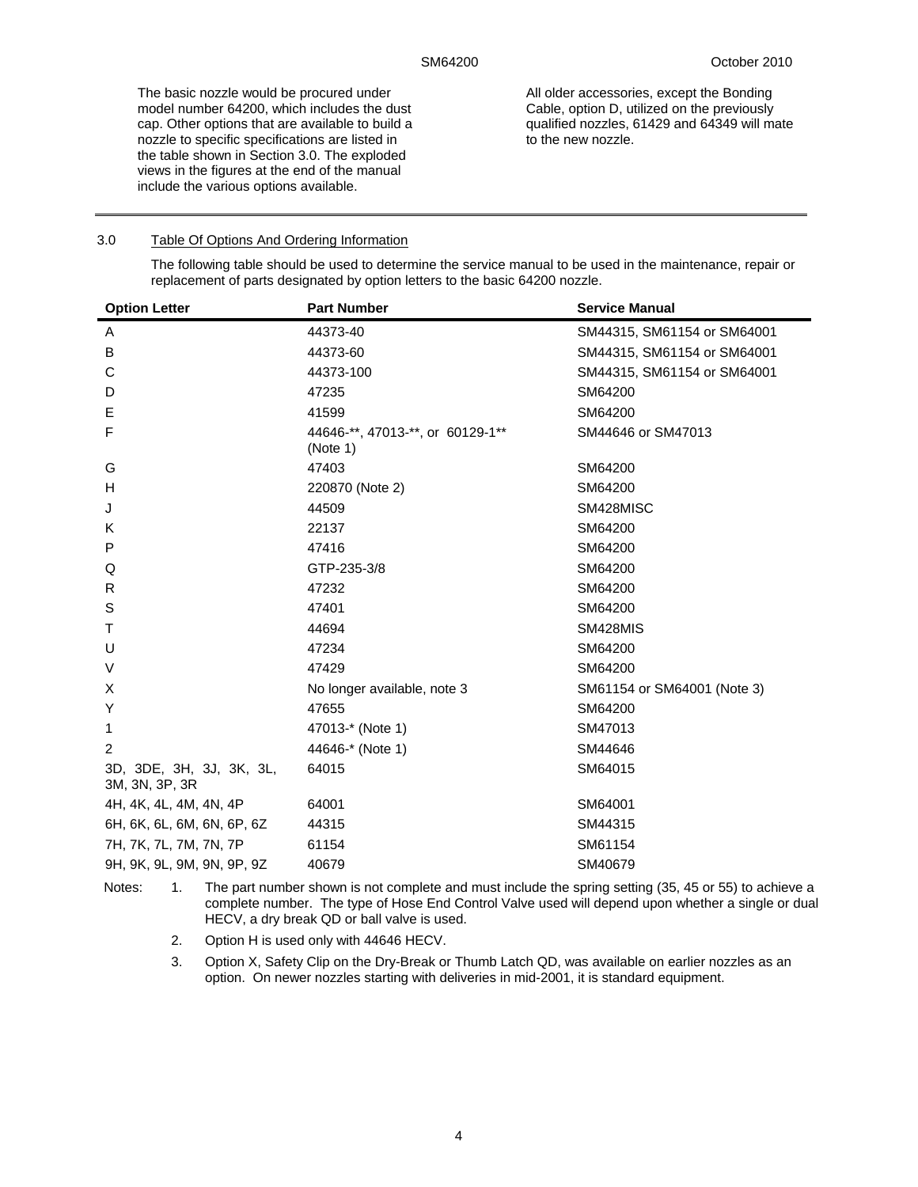The basic nozzle would be procured under model number 64200, which includes the dust cap. Other options that are available to build a nozzle to specific specifications are listed in the table shown in Section 3.0. The exploded views in the figures at the end of the manual include the various options available.

All older accessories, except the Bonding Cable, option D, utilized on the previously qualified nozzles, 61429 and 64349 will mate to the new nozzle.

## 3.0 Table Of Options And Ordering Information

The following table should be used to determine the service manual to be used in the maintenance, repair or replacement of parts designated by option letters to the basic 64200 nozzle.

| Option Letter | Part Number | Service Manual |
|---|---|---|
| A | 44373-40 | SM44315, SM61154 or SM64001 |
| B | 44373-60 | SM44315, SM61154 or SM64001 |
| C | 44373-100 | SM44315, SM61154 or SM64001 |
| D | 47235 | SM64200 |
| E | 41599 | SM64200 |
| F | 44646-**, 47013-**, or 60129-1** (Note 1) | SM44646 or SM47013 |
| G | 47403 | SM64200 |
| H | 220870 (Note 2) | SM64200 |
| J | 44509 | SM428MISC |
| K | 22137 | SM64200 |
| P | 47416 | SM64200 |
| Q | GTP-235-3/8 | SM64200 |
| R | 47232 | SM64200 |
| S | 47401 | SM64200 |
| T | 44694 | SM428MIS |
| U | 47234 | SM64200 |
| V | 47429 | SM64200 |
| X | No longer available, note 3 | SM61154 or SM64001 (Note 3) |
| Y | 47655 | SM64200 |
| 1 | 47013-* (Note 1) | SM47013 |
| 2 | 44646-* (Note 1) | SM44646 |
| 3D, 3DE, 3H, 3J, 3K, 3L, 3M, 3N, 3P, 3R | 64015 | SM64015 |
| 4H, 4K, 4L, 4M, 4N, 4P | 64001 | SM64001 |
| 6H, 6K, 6L, 6M, 6N, 6P, 6Z | 44315 | SM44315 |
| 7H, 7K, 7L, 7M, 7N, 7P | 61154 | SM61154 |
| 9H, 9K, 9L, 9M, 9N, 9P, 9Z | 40679 | SM40679 |

Notes:

1. The part number shown is not complete and must include the spring setting (35, 45 or 55) to achieve a complete number. The type of Hose End Control Valve used will depend upon whether a single or dual HECV, a dry break QD or ball valve is used.
2. Option H is used only with 44646 HECV.
3. Option X, Safety Clip on the Dry-Break or Thumb Latch QD, was available on earlier nozzles as an option. On newer nozzles starting with deliveries in mid-2001, it is standard equipment.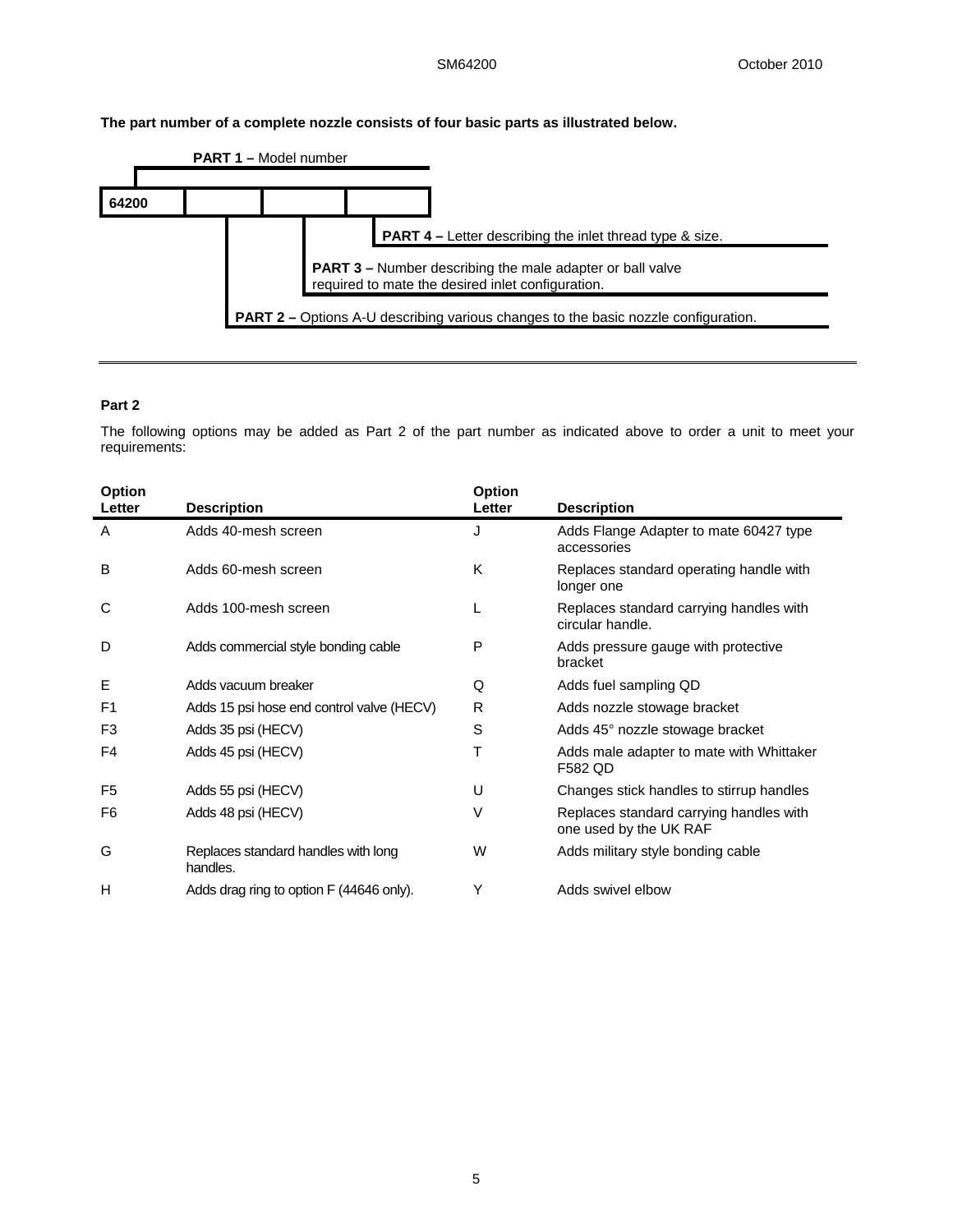**The part number of a complete nozzle consists of four basic parts as illustrated below.**

| 64200 | | | |
|---|---|---|---|

**PART 1 –** Model number

**PART 2 –** Options A-U describing various changes to the basic nozzle configuration.

**PART 3 –** Number describing the male adapter or ball valve required to mate the desired inlet configuration.

**PART 4 –** Letter describing the inlet thread type & size.

---

### Part 2

The following options may be added as Part 2 of the part number as indicated above to order a unit to meet your requirements:

| Option Letter | Description | Option Letter | Description |
|---|---|---|---|
| A | Adds 40-mesh screen | J | Adds Flange Adapter to mate 60427 type accessories |
| B | Adds 60-mesh screen | K | Replaces standard operating handle with longer one |
| C | Adds 100-mesh screen | L | Replaces standard carrying handles with circular handle. |
| D | Adds commercial style bonding cable | P | Adds pressure gauge with protective bracket |
| E | Adds vacuum breaker | Q | Adds fuel sampling QD |
| F1 | Adds 15 psi hose end control valve (HECV) | R | Adds nozzle stowage bracket |
| F3 | Adds 35 psi (HECV) | S | Adds 45° nozzle stowage bracket |
| F4 | Adds 45 psi (HECV) | T | Adds male adapter to mate with Whittaker F582 QD |
| F5 | Adds 55 psi (HECV) | U | Changes stick handles to stirrup handles |
| F6 | Adds 48 psi (HECV) | V | Replaces standard carrying handles with one used by the UK RAF |
| G | Replaces standard handles with long handles. | W | Adds military style bonding cable |
| H | Adds drag ring to option F (44646 only). | Y | Adds swivel elbow |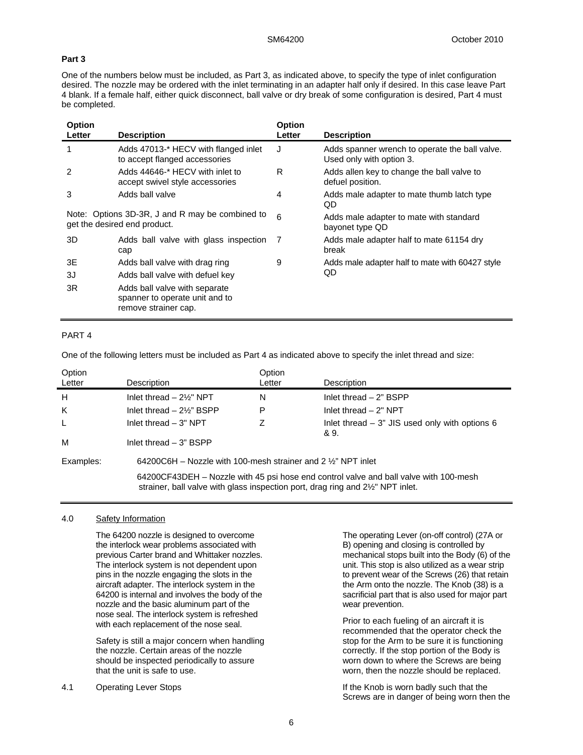**Part 3**

One of the numbers below must be included, as Part 3, as indicated above, to specify the type of inlet configuration desired. The nozzle may be ordered with the inlet terminating in an adapter half only if desired. In this case leave Part 4 blank. If a female half, either quick disconnect, ball valve or dry break of some configuration is desired, Part 4 must be completed.

| Option Letter | Description | Option Letter | Description |
|---|---|---|---|
| 1 | Adds 47013-* HECV with flanged inlet to accept flanged accessories | J | Adds spanner wrench to operate the ball valve. Used only with option 3. |
| 2 | Adds 44646-* HECV with inlet to accept swivel style accessories | R | Adds allen key to change the ball valve to defuel position. |
| 3 | Adds ball valve | 4 | Adds male adapter to mate thumb latch type QD |
| Note: Options 3D-3R, J and R may be combined to get the desired end product. | | 6 | Adds male adapter to mate with standard bayonet type QD |
| 3D | Adds ball valve with glass inspection cap | 7 | Adds male adapter half to mate 61154 dry break |
| 3E | Adds ball valve with drag ring | 9 | Adds male adapter half to mate with 60427 style QD |
| 3J | Adds ball valve with defuel key | | |
| 3R | Adds ball valve with separate spanner to operate unit and to remove strainer cap. | | |

PART 4

One of the following letters must be included as Part 4 as indicated above to specify the inlet thread and size:

| Option Letter | Description | Option Letter | Description |
|---|---|---|---|
| H | Inlet thread – 2½" NPT | N | Inlet thread – 2" BSPP |
| K | Inlet thread – 2½" BSPP | P | Inlet thread – 2" NPT |
| L | Inlet thread – 3" NPT | Z | Inlet thread – 3" JIS used only with options 6 & 9. |
| M | Inlet thread – 3" BSPP | | |

Examples:

64200C6H – Nozzle with 100-mesh strainer and 2 ½" NPT inlet

64200CF43DEH – Nozzle with 45 psi hose end control valve and ball valve with 100-mesh strainer, ball valve with glass inspection port, drag ring and 2½" NPT inlet.

## 4.0 Safety Information

The 64200 nozzle is designed to overcome the interlock wear problems associated with previous Carter brand and Whittaker nozzles. The interlock system is not dependent upon pins in the nozzle engaging the slots in the aircraft adapter. The interlock system in the 64200 is internal and involves the body of the nozzle and the basic aluminum part of the nose seal. The interlock system is refreshed with each replacement of the nose seal.

Safety is still a major concern when handling the nozzle. Certain areas of the nozzle should be inspected periodically to assure that the unit is safe to use.

### 4.1 Operating Lever Stops

The operating Lever (on-off control) (27A or B) opening and closing is controlled by mechanical stops built into the Body (6) of the unit. This stop is also utilized as a wear strip to prevent wear of the Screws (26) that retain the Arm onto the nozzle. The Knob (38) is a sacrificial part that is also used for major part wear prevention.

Prior to each fueling of an aircraft it is recommended that the operator check the stop for the Arm to be sure it is functioning correctly. If the stop portion of the Body is worn down to where the Screws are being worn, then the nozzle should be replaced.

If the Knob is worn badly such that the Screws are in danger of being worn then the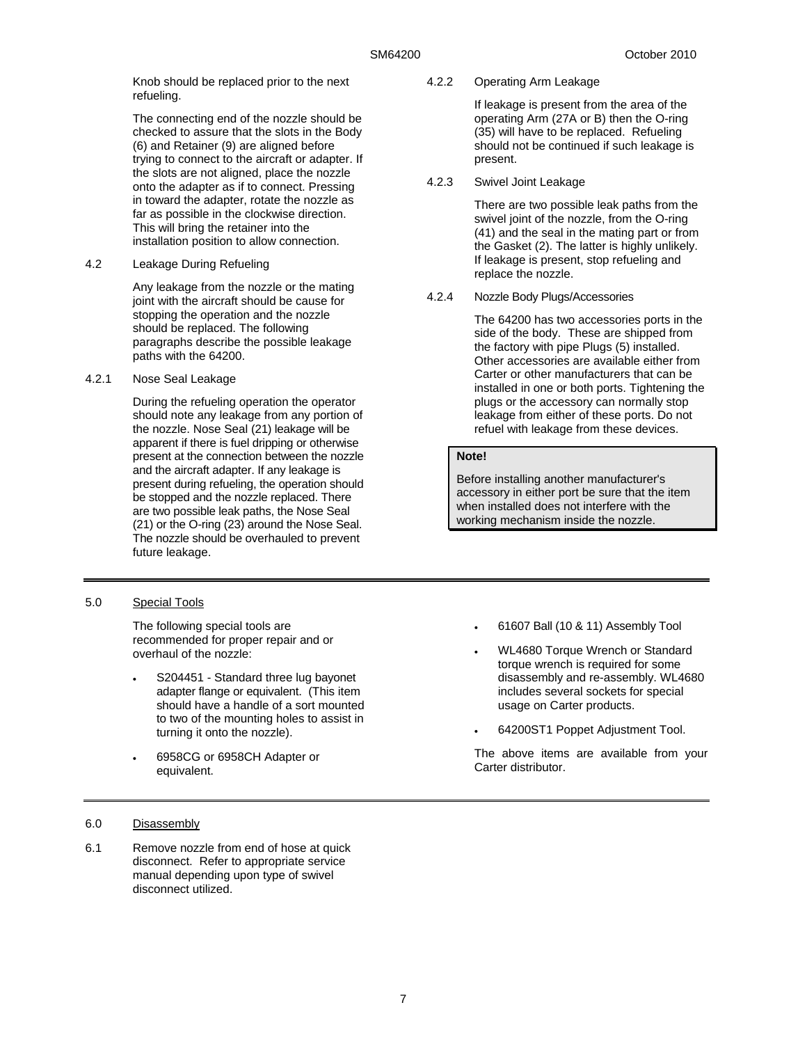Knob should be replaced prior to the next refueling.

The connecting end of the nozzle should be checked to assure that the slots in the Body (6) and Retainer (9) are aligned before trying to connect to the aircraft or adapter. If the slots are not aligned, place the nozzle onto the adapter as if to connect. Pressing in toward the adapter, rotate the nozzle as far as possible in the clockwise direction. This will bring the retainer into the installation position to allow connection.

4.2 Leakage During Refueling

Any leakage from the nozzle or the mating joint with the aircraft should be cause for stopping the operation and the nozzle should be replaced. The following paragraphs describe the possible leakage paths with the 64200.

4.2.1 Nose Seal Leakage

During the refueling operation the operator should note any leakage from any portion of the nozzle. Nose Seal (21) leakage will be apparent if there is fuel dripping or otherwise present at the connection between the nozzle and the aircraft adapter. If any leakage is present during refueling, the operation should be stopped and the nozzle replaced. There are two possible leak paths, the Nose Seal (21) or the O-ring (23) around the Nose Seal. The nozzle should be overhauled to prevent future leakage.

4.2.2 Operating Arm Leakage

If leakage is present from the area of the operating Arm (27A or B) then the O-ring (35) will have to be replaced. Refueling should not be continued if such leakage is present.

4.2.3 Swivel Joint Leakage

There are two possible leak paths from the swivel joint of the nozzle, from the O-ring (41) and the seal in the mating part or from the Gasket (2). The latter is highly unlikely. If leakage is present, stop refueling and replace the nozzle.

4.2.4 Nozzle Body Plugs/Accessories

The 64200 has two accessories ports in the side of the body. These are shipped from the factory with pipe Plugs (5) installed. Other accessories are available either from Carter or other manufacturers that can be installed in one or both ports. Tightening the plugs or the accessory can normally stop leakage from either of these ports. Do not refuel with leakage from these devices.

> **Note!**
>
> Before installing another manufacturer's accessory in either port be sure that the item when installed does not interfere with the working mechanism inside the nozzle.

## 5.0 Special Tools

The following special tools are recommended for proper repair and or overhaul of the nozzle:

- S204451 - Standard three lug bayonet adapter flange or equivalent. (This item should have a handle of a sort mounted to two of the mounting holes to assist in turning it onto the nozzle).
- 6958CG or 6958CH Adapter or equivalent.
- 61607 Ball (10 & 11) Assembly Tool
- WL4680 Torque Wrench or Standard torque wrench is required for some disassembly and re-assembly. WL4680 includes several sockets for special usage on Carter products.
- 64200ST1 Poppet Adjustment Tool.

The above items are available from your Carter distributor.

## 6.0 Disassembly

6.1 Remove nozzle from end of hose at quick disconnect. Refer to appropriate service manual depending upon type of swivel disconnect utilized.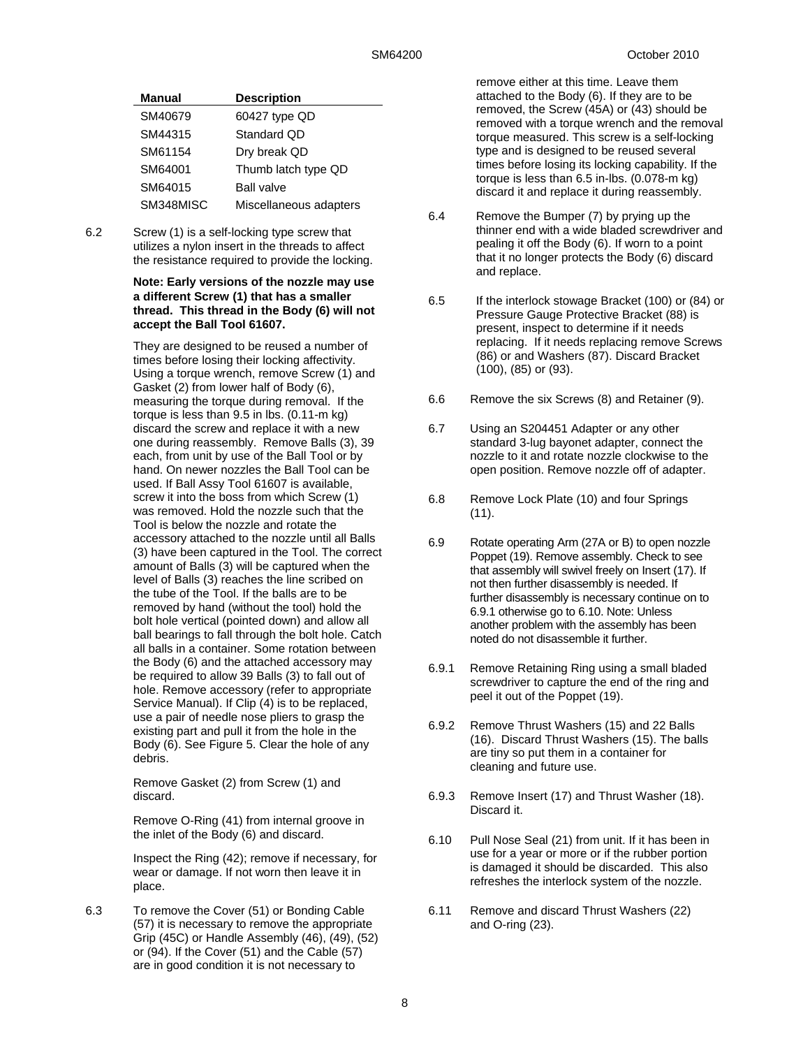| Manual | Description |
|---|---|
| SM40679 | 60427 type QD |
| SM44315 | Standard QD |
| SM61154 | Dry break QD |
| SM64001 | Thumb latch type QD |
| SM64015 | Ball valve |
| SM348MISC | Miscellaneous adapters |

6.2 Screw (1) is a self-locking type screw that utilizes a nylon insert in the threads to affect the resistance required to provide the locking.

**Note: Early versions of the nozzle may use a different Screw (1) that has a smaller thread. This thread in the Body (6) will not accept the Ball Tool 61607.**

They are designed to be reused a number of times before losing their locking affectivity. Using a torque wrench, remove Screw (1) and Gasket (2) from lower half of Body (6), measuring the torque during removal. If the torque is less than 9.5 in lbs. (0.11-m kg) discard the screw and replace it with a new one during reassembly. Remove Balls (3), 39 each, from unit by use of the Ball Tool or by hand. On newer nozzles the Ball Tool can be used. If Ball Assy Tool 61607 is available, screw it into the boss from which Screw (1) was removed. Hold the nozzle such that the Tool is below the nozzle and rotate the accessory attached to the nozzle until all Balls (3) have been captured in the Tool. The correct amount of Balls (3) will be captured when the level of Balls (3) reaches the line scribed on the tube of the Tool. If the balls are to be removed by hand (without the tool) hold the bolt hole vertical (pointed down) and allow all ball bearings to fall through the bolt hole. Catch all balls in a container. Some rotation between the Body (6) and the attached accessory may be required to allow 39 Balls (3) to fall out of hole. Remove accessory (refer to appropriate Service Manual). If Clip (4) is to be replaced, use a pair of needle nose pliers to grasp the existing part and pull it from the hole in the Body (6). See Figure 5. Clear the hole of any debris.

Remove Gasket (2) from Screw (1) and discard.

Remove O-Ring (41) from internal groove in the inlet of the Body (6) and discard.

Inspect the Ring (42); remove if necessary, for wear or damage. If not worn then leave it in place.

6.3 To remove the Cover (51) or Bonding Cable (57) it is necessary to remove the appropriate Grip (45C) or Handle Assembly (46), (49), (52) or (94). If the Cover (51) and the Cable (57) are in good condition it is not necessary to remove either at this time. Leave them attached to the Body (6). If they are to be removed, the Screw (45A) or (43) should be removed with a torque wrench and the removal torque measured. This screw is a self-locking type and is designed to be reused several times before losing its locking capability. If the torque is less than 6.5 in-lbs. (0.078-m kg) discard it and replace it during reassembly.

6.4 Remove the Bumper (7) by prying up the thinner end with a wide bladed screwdriver and pealing it off the Body (6). If worn to a point that it no longer protects the Body (6) discard and replace.

6.5 If the interlock stowage Bracket (100) or (84) or Pressure Gauge Protective Bracket (88) is present, inspect to determine if it needs replacing. If it needs replacing remove Screws (86) or and Washers (87). Discard Bracket (100), (85) or (93).

6.6 Remove the six Screws (8) and Retainer (9).

6.7 Using an S204451 Adapter or any other standard 3-lug bayonet adapter, connect the nozzle to it and rotate nozzle clockwise to the open position. Remove nozzle off of adapter.

6.8 Remove Lock Plate (10) and four Springs (11).

6.9 Rotate operating Arm (27A or B) to open nozzle Poppet (19). Remove assembly. Check to see that assembly will swivel freely on Insert (17). If not then further disassembly is needed. If further disassembly is necessary continue on to 6.9.1 otherwise go to 6.10. Note: Unless another problem with the assembly has been noted do not disassemble it further.

6.9.1 Remove Retaining Ring using a small bladed screwdriver to capture the end of the ring and peel it out of the Poppet (19).

6.9.2 Remove Thrust Washers (15) and 22 Balls (16). Discard Thrust Washers (15). The balls are tiny so put them in a container for cleaning and future use.

6.9.3 Remove Insert (17) and Thrust Washer (18). Discard it.

6.10 Pull Nose Seal (21) from unit. If it has been in use for a year or more or if the rubber portion is damaged it should be discarded. This also refreshes the interlock system of the nozzle.

6.11 Remove and discard Thrust Washers (22) and O-ring (23).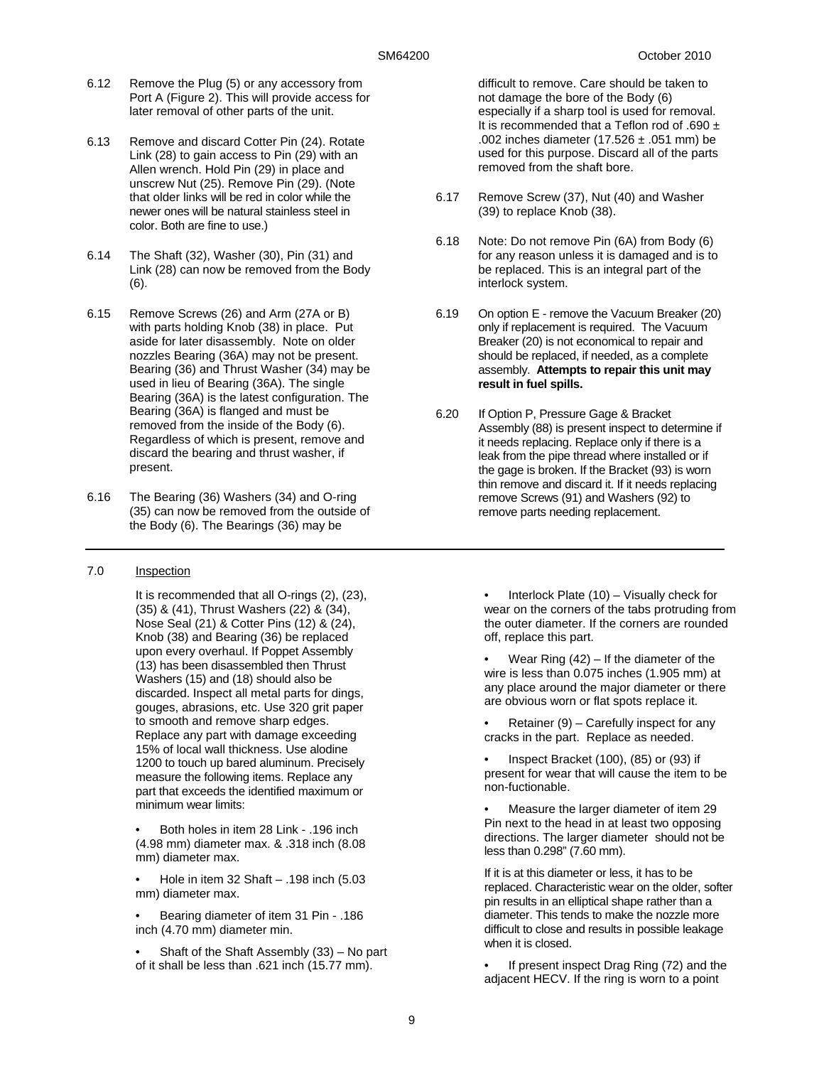6.12 Remove the Plug (5) or any accessory from Port A (Figure 2). This will provide access for later removal of other parts of the unit.

6.13 Remove and discard Cotter Pin (24). Rotate Link (28) to gain access to Pin (29) with an Allen wrench. Hold Pin (29) in place and unscrew Nut (25). Remove Pin (29). (Note that older links will be red in color while the newer ones will be natural stainless steel in color. Both are fine to use.)

6.14 The Shaft (32), Washer (30), Pin (31) and Link (28) can now be removed from the Body (6).

6.15 Remove Screws (26) and Arm (27A or B) with parts holding Knob (38) in place. Put aside for later disassembly. Note on older nozzles Bearing (36A) may not be present. Bearing (36) and Thrust Washer (34) may be used in lieu of Bearing (36A). The single Bearing (36A) is the latest configuration. The Bearing (36A) is flanged and must be removed from the inside of the Body (6). Regardless of which is present, remove and discard the bearing and thrust washer, if present.

6.16 The Bearing (36) Washers (34) and O-ring (35) can now be removed from the outside of the Body (6). The Bearings (36) may be difficult to remove. Care should be taken to not damage the bore of the Body (6) especially if a sharp tool is used for removal. It is recommended that a Teflon rod of .690 ± .002 inches diameter (17.526 ± .051 mm) be used for this purpose. Discard all of the parts removed from the shaft bore.

6.17 Remove Screw (37), Nut (40) and Washer (39) to replace Knob (38).

6.18 Note: Do not remove Pin (6A) from Body (6) for any reason unless it is damaged and is to be replaced. This is an integral part of the interlock system.

6.19 On option E - remove the Vacuum Breaker (20) only if replacement is required. The Vacuum Breaker (20) is not economical to repair and should be replaced, if needed, as a complete assembly. **Attempts to repair this unit may result in fuel spills.**

6.20 If Option P, Pressure Gage & Bracket Assembly (88) is present inspect to determine if it needs replacing. Replace only if there is a leak from the pipe thread where installed or if the gage is broken. If the Bracket (93) is worn thin remove and discard it. If it needs replacing remove Screws (91) and Washers (92) to remove parts needing replacement.

## 7.0 Inspection

It is recommended that all O-rings (2), (23), (35) & (41), Thrust Washers (22) & (34), Nose Seal (21) & Cotter Pins (12) & (24), Knob (38) and Bearing (36) be replaced upon every overhaul. If Poppet Assembly (13) has been disassembled then Thrust Washers (15) and (18) should also be discarded. Inspect all metal parts for dings, gouges, abrasions, etc. Use 320 grit paper to smooth and remove sharp edges. Replace any part with damage exceeding 15% of local wall thickness. Use alodine 1200 to touch up bared aluminum. Precisely measure the following items. Replace any part that exceeds the identified maximum or minimum wear limits:

- Both holes in item 28 Link - .196 inch (4.98 mm) diameter max. & .318 inch (8.08 mm) diameter max.
- Hole in item 32 Shaft – .198 inch (5.03 mm) diameter max.
- Bearing diameter of item 31 Pin - .186 inch (4.70 mm) diameter min.
- Shaft of the Shaft Assembly (33) – No part of it shall be less than .621 inch (15.77 mm).
- Interlock Plate (10) – Visually check for wear on the corners of the tabs protruding from the outer diameter. If the corners are rounded off, replace this part.
- Wear Ring (42) – If the diameter of the wire is less than 0.075 inches (1.905 mm) at any place around the major diameter or there are obvious worn or flat spots replace it.
- Retainer (9) – Carefully inspect for any cracks in the part. Replace as needed.
- Inspect Bracket (100), (85) or (93) if present for wear that will cause the item to be non-fuctionable.
- Measure the larger diameter of item 29 Pin next to the head in at least two opposing directions. The larger diameter should not be less than 0.298" (7.60 mm).

  If it is at this diameter or less, it has to be replaced. Characteristic wear on the older, softer pin results in an elliptical shape rather than a diameter. This tends to make the nozzle more difficult to close and results in possible leakage when it is closed.
- If present inspect Drag Ring (72) and the adjacent HECV. If the ring is worn to a point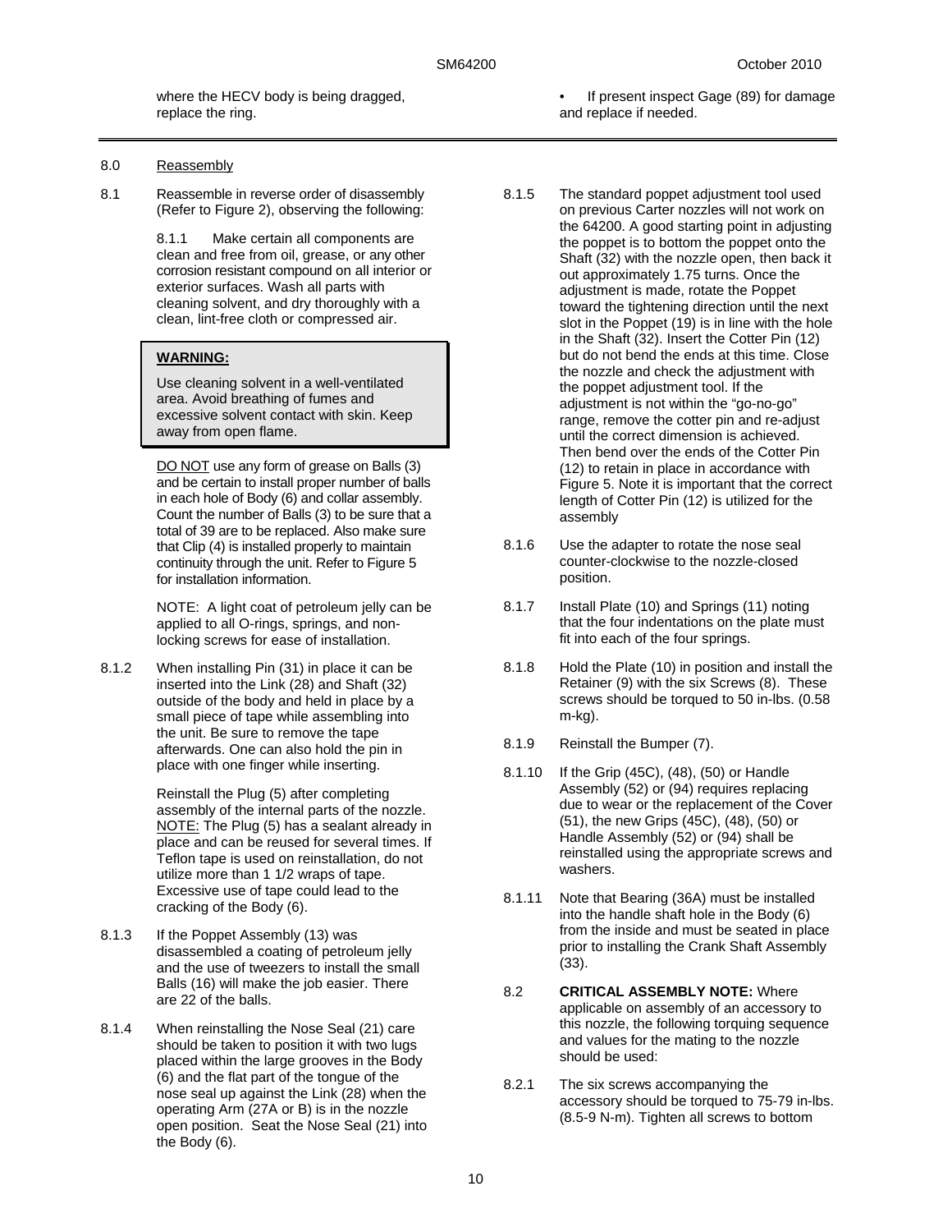where the HECV body is being dragged, replace the ring.

• If present inspect Gage (89) for damage and replace if needed.

## 8.0 Reassembly

8.1 Reassemble in reverse order of disassembly (Refer to Figure 2), observing the following:

8.1.1 Make certain all components are clean and free from oil, grease, or any other corrosion resistant compound on all interior or exterior surfaces. Wash all parts with cleaning solvent, and dry thoroughly with a clean, lint-free cloth or compressed air.

> **WARNING:**
>
> Use cleaning solvent in a well-ventilated area. Avoid breathing of fumes and excessive solvent contact with skin. Keep away from open flame.

DO NOT use any form of grease on Balls (3) and be certain to install proper number of balls in each hole of Body (6) and collar assembly. Count the number of Balls (3) to be sure that a total of 39 are to be replaced. Also make sure that Clip (4) is installed properly to maintain continuity through the unit. Refer to Figure 5 for installation information.

NOTE: A light coat of petroleum jelly can be applied to all O-rings, springs, and non-locking screws for ease of installation.

8.1.2 When installing Pin (31) in place it can be inserted into the Link (28) and Shaft (32) outside of the body and held in place by a small piece of tape while assembling into the unit. Be sure to remove the tape afterwards. One can also hold the pin in place with one finger while inserting.

Reinstall the Plug (5) after completing assembly of the internal parts of the nozzle. NOTE: The Plug (5) has a sealant already in place and can be reused for several times. If Teflon tape is used on reinstallation, do not utilize more than 1 1/2 wraps of tape. Excessive use of tape could lead to the cracking of the Body (6).

8.1.3 If the Poppet Assembly (13) was disassembled a coating of petroleum jelly and the use of tweezers to install the small Balls (16) will make the job easier. There are 22 of the balls.

8.1.4 When reinstalling the Nose Seal (21) care should be taken to position it with two lugs placed within the large grooves in the Body (6) and the flat part of the tongue of the nose seal up against the Link (28) when the operating Arm (27A or B) is in the nozzle open position. Seat the Nose Seal (21) into the Body (6).

8.1.5 The standard poppet adjustment tool used on previous Carter nozzles will not work on the 64200. A good starting point in adjusting the poppet is to bottom the poppet onto the Shaft (32) with the nozzle open, then back it out approximately 1.75 turns. Once the adjustment is made, rotate the Poppet toward the tightening direction until the next slot in the Poppet (19) is in line with the hole in the Shaft (32). Insert the Cotter Pin (12) but do not bend the ends at this time. Close the nozzle and check the adjustment with the poppet adjustment tool. If the adjustment is not within the "go-no-go" range, remove the cotter pin and re-adjust until the correct dimension is achieved. Then bend over the ends of the Cotter Pin (12) to retain in place in accordance with Figure 5. Note it is important that the correct length of Cotter Pin (12) is utilized for the assembly

8.1.6 Use the adapter to rotate the nose seal counter-clockwise to the nozzle-closed position.

8.1.7 Install Plate (10) and Springs (11) noting that the four indentations on the plate must fit into each of the four springs.

8.1.8 Hold the Plate (10) in position and install the Retainer (9) with the six Screws (8). These screws should be torqued to 50 in-lbs. (0.58 m-kg).

8.1.9 Reinstall the Bumper (7).

8.1.10 If the Grip (45C), (48), (50) or Handle Assembly (52) or (94) requires replacing due to wear or the replacement of the Cover (51), the new Grips (45C), (48), (50) or Handle Assembly (52) or (94) shall be reinstalled using the appropriate screws and washers.

8.1.11 Note that Bearing (36A) must be installed into the handle shaft hole in the Body (6) from the inside and must be seated in place prior to installing the Crank Shaft Assembly (33).

8.2 **CRITICAL ASSEMBLY NOTE:** Where applicable on assembly of an accessory to this nozzle, the following torquing sequence and values for the mating to the nozzle should be used:

8.2.1 The six screws accompanying the accessory should be torqued to 75-79 in-lbs. (8.5-9 N-m). Tighten all screws to bottom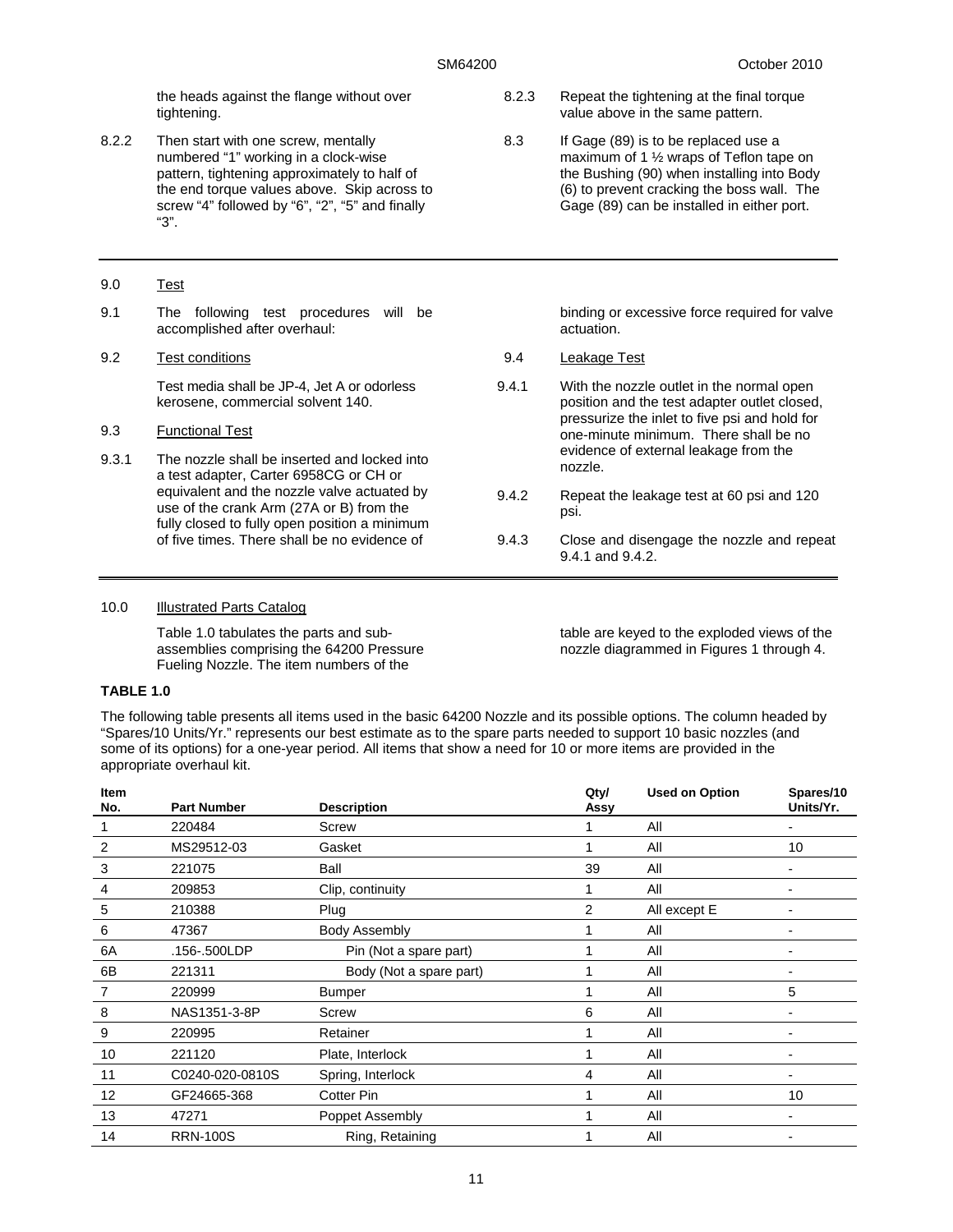the heads against the flange without over tightening.

8.2.2 Then start with one screw, mentally numbered "1" working in a clock-wise pattern, tightening approximately to half of the end torque values above. Skip across to screw "4" followed by "6", "2", "5" and finally "3".

8.2.3 Repeat the tightening at the final torque value above in the same pattern.

8.3 If Gage (89) is to be replaced use a maximum of 1 ½ wraps of Teflon tape on the Bushing (90) when installing into Body (6) to prevent cracking the boss wall. The Gage (89) can be installed in either port.

## 9.0 Test

9.1 The following test procedures will be accomplished after overhaul:

9.2 Test conditions

Test media shall be JP-4, Jet A or odorless kerosene, commercial solvent 140.

9.3 Functional Test

9.3.1 The nozzle shall be inserted and locked into a test adapter, Carter 6958CG or CH or equivalent and the nozzle valve actuated by use of the crank Arm (27A or B) from the fully closed to fully open position a minimum of five times. There shall be no evidence of binding or excessive force required for valve actuation.

9.4 Leakage Test

9.4.1 With the nozzle outlet in the normal open position and the test adapter outlet closed, pressurize the inlet to five psi and hold for one-minute minimum. There shall be no evidence of external leakage from the nozzle.

9.4.2 Repeat the leakage test at 60 psi and 120 psi.

9.4.3 Close and disengage the nozzle and repeat 9.4.1 and 9.4.2.

## 10.0 Illustrated Parts Catalog

Table 1.0 tabulates the parts and sub-assemblies comprising the 64200 Pressure Fueling Nozzle. The item numbers of the table are keyed to the exploded views of the nozzle diagrammed in Figures 1 through 4.

**TABLE 1.0**

The following table presents all items used in the basic 64200 Nozzle and its possible options. The column headed by "Spares/10 Units/Yr." represents our best estimate as to the spare parts needed to support 10 basic nozzles (and some of its options) for a one-year period. All items that show a need for 10 or more items are provided in the appropriate overhaul kit.

| Item No. | Part Number | Description | Qty/ Assy | Used on Option | Spares/10 Units/Yr. |
|---|---|---|---|---|---|
| 1 | 220484 | Screw | 1 | All | - |
| 2 | MS29512-03 | Gasket | 1 | All | 10 |
| 3 | 221075 | Ball | 39 | All | - |
| 4 | 209853 | Clip, continuity | 1 | All | - |
| 5 | 210388 | Plug | 2 | All except E | - |
| 6 | 47367 | Body Assembly | 1 | All | - |
| 6A | .156-.500LDP | Pin (Not a spare part) | 1 | All | - |
| 6B | 221311 | Body (Not a spare part) | 1 | All | - |
| 7 | 220999 | Bumper | 1 | All | 5 |
| 8 | NAS1351-3-8P | Screw | 6 | All | - |
| 9 | 220995 | Retainer | 1 | All | - |
| 10 | 221120 | Plate, Interlock | 1 | All | - |
| 11 | C0240-020-0810S | Spring, Interlock | 4 | All | - |
| 12 | GF24665-368 | Cotter Pin | 1 | All | 10 |
| 13 | 47271 | Poppet Assembly | 1 | All | - |
| 14 | RRN-100S | Ring, Retaining | 1 | All | - |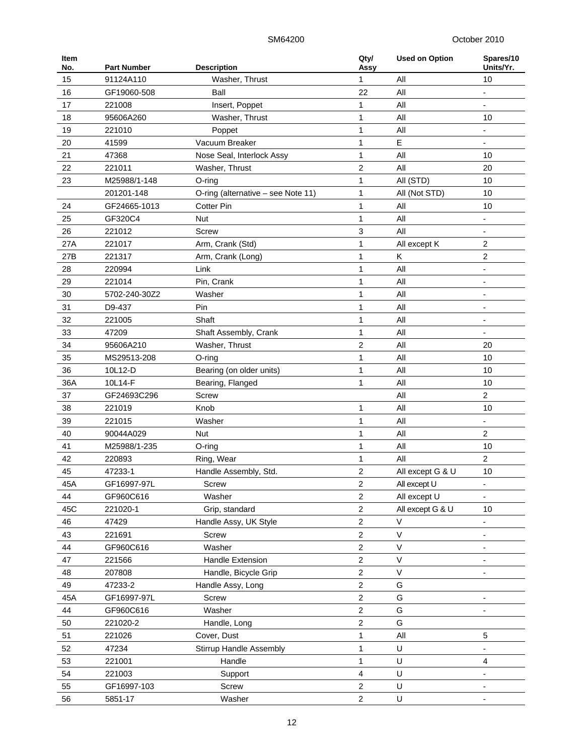| Item No. | Part Number | Description | Qty/ Assy | Used on Option | Spares/10 Units/Yr. |
|---|---|---|---|---|---|
| 15 | 91124A110 | Washer, Thrust | 1 | All | 10 |
| 16 | GF19060-508 | Ball | 22 | All | - |
| 17 | 221008 | Insert, Poppet | 1 | All | - |
| 18 | 95606A260 | Washer, Thrust | 1 | All | 10 |
| 19 | 221010 | Poppet | 1 | All | - |
| 20 | 41599 | Vacuum Breaker | 1 | E | - |
| 21 | 47368 | Nose Seal, Interlock Assy | 1 | All | 10 |
| 22 | 221011 | Washer, Thrust | 2 | All | 20 |
| 23 | M25988/1-148 | O-ring | 1 | All (STD) | 10 |
| | 201201-148 | O-ring (alternative – see Note 11) | 1 | All (Not STD) | 10 |
| 24 | GF24665-1013 | Cotter Pin | 1 | All | 10 |
| 25 | GF320C4 | Nut | 1 | All | - |
| 26 | 221012 | Screw | 3 | All | - |
| 27A | 221017 | Arm, Crank (Std) | 1 | All except K | 2 |
| 27B | 221317 | Arm, Crank (Long) | 1 | K | 2 |
| 28 | 220994 | Link | 1 | All | - |
| 29 | 221014 | Pin, Crank | 1 | All | - |
| 30 | 5702-240-30Z2 | Washer | 1 | All | - |
| 31 | D9-437 | Pin | 1 | All | - |
| 32 | 221005 | Shaft | 1 | All | - |
| 33 | 47209 | Shaft Assembly, Crank | 1 | All | - |
| 34 | 95606A210 | Washer, Thrust | 2 | All | 20 |
| 35 | MS29513-208 | O-ring | 1 | All | 10 |
| 36 | 10L12-D | Bearing (on older units) | 1 | All | 10 |
| 36A | 10L14-F | Bearing, Flanged | 1 | All | 10 |
| 37 | GF24693C296 | Screw | | All | 2 |
| 38 | 221019 | Knob | 1 | All | 10 |
| 39 | 221015 | Washer | 1 | All | - |
| 40 | 90044A029 | Nut | 1 | All | 2 |
| 41 | M25988/1-235 | O-ring | 1 | All | 10 |
| 42 | 220893 | Ring, Wear | 1 | All | 2 |
| 45 | 47233-1 | Handle Assembly, Std. | 2 | All except G & U | 10 |
| 45A | GF16997-97L | Screw | 2 | All except U | - |
| 44 | GF960C616 | Washer | 2 | All except U | - |
| 45C | 221020-1 | Grip, standard | 2 | All except G & U | 10 |
| 46 | 47429 | Handle Assy, UK Style | 2 | V | - |
| 43 | 221691 | Screw | 2 | V | - |
| 44 | GF960C616 | Washer | 2 | V | - |
| 47 | 221566 | Handle Extension | 2 | V | - |
| 48 | 207808 | Handle, Bicycle Grip | 2 | V | - |
| 49 | 47233-2 | Handle Assy, Long | 2 | G | |
| 45A | GF16997-97L | Screw | 2 | G | - |
| 44 | GF960C616 | Washer | 2 | G | - |
| 50 | 221020-2 | Handle, Long | 2 | G | |
| 51 | 221026 | Cover, Dust | 1 | All | 5 |
| 52 | 47234 | Stirrup Handle Assembly | 1 | U | - |
| 53 | 221001 | Handle | 1 | U | 4 |
| 54 | 221003 | Support | 4 | U | - |
| 55 | GF16997-103 | Screw | 2 | U | - |
| 56 | 5851-17 | Washer | 2 | U | - |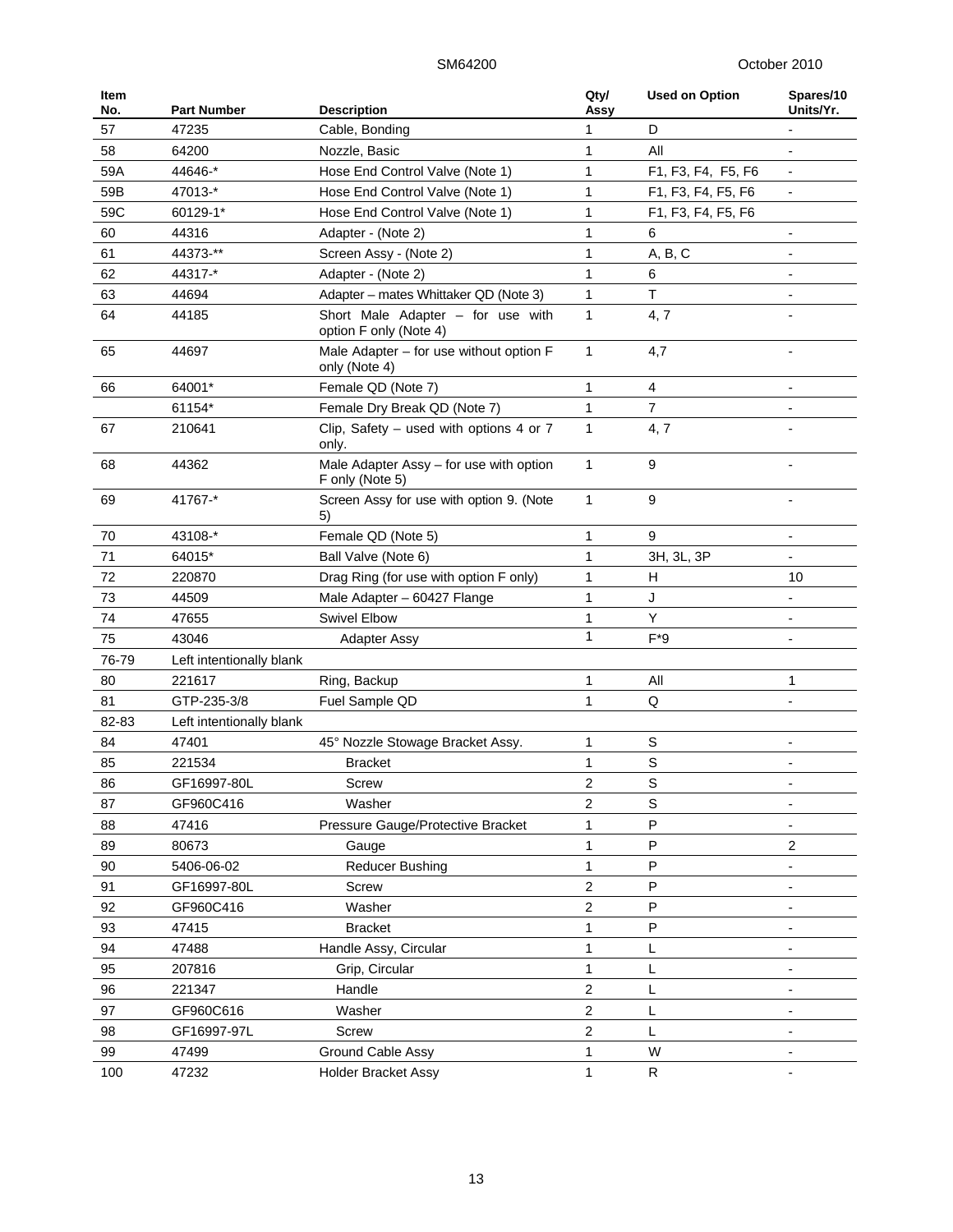| Item No. | Part Number | Description | Qty/ Assy | Used on Option | Spares/10 Units/Yr. |
|---|---|---|---|---|---|
| 57 | 47235 | Cable, Bonding | 1 | D | - |
| 58 | 64200 | Nozzle, Basic | 1 | All | - |
| 59A | 44646-* | Hose End Control Valve (Note 1) | 1 | F1, F3, F4, F5, F6 | - |
| 59B | 47013-* | Hose End Control Valve (Note 1) | 1 | F1, F3, F4, F5, F6 | - |
| 59C | 60129-1* | Hose End Control Valve (Note 1) | 1 | F1, F3, F4, F5, F6 | |
| 60 | 44316 | Adapter - (Note 2) | 1 | 6 | - |
| 61 | 44373-** | Screen Assy - (Note 2) | 1 | A, B, C | - |
| 62 | 44317-* | Adapter - (Note 2) | 1 | 6 | - |
| 63 | 44694 | Adapter – mates Whittaker QD (Note 3) | 1 | T | - |
| 64 | 44185 | Short Male Adapter – for use with option F only (Note 4) | 1 | 4, 7 | - |
| 65 | 44697 | Male Adapter – for use without option F only (Note 4) | 1 | 4,7 | - |
| 66 | 64001* | Female QD (Note 7) | 1 | 4 | - |
| | 61154* | Female Dry Break QD (Note 7) | 1 | 7 | - |
| 67 | 210641 | Clip, Safety – used with options 4 or 7 only. | 1 | 4, 7 | - |
| 68 | 44362 | Male Adapter Assy – for use with option F only (Note 5) | 1 | 9 | - |
| 69 | 41767-* | Screen Assy for use with option 9. (Note 5) | 1 | 9 | - |
| 70 | 43108-* | Female QD (Note 5) | 1 | 9 | - |
| 71 | 64015* | Ball Valve (Note 6) | 1 | 3H, 3L, 3P | - |
| 72 | 220870 | Drag Ring (for use with option F only) | 1 | H | 10 |
| 73 | 44509 | Male Adapter – 60427 Flange | 1 | J | - |
| 74 | 47655 | Swivel Elbow | 1 | Y | - |
| 75 | 43046 | Adapter Assy | 1 | F*9 | - |
| 76-79 | Left intentionally blank | | | | |
| 80 | 221617 | Ring, Backup | 1 | All | 1 |
| 81 | GTP-235-3/8 | Fuel Sample QD | 1 | Q | - |
| 82-83 | Left intentionally blank | | | | |
| 84 | 47401 | 45° Nozzle Stowage Bracket Assy. | 1 | S | - |
| 85 | 221534 | Bracket | 1 | S | - |
| 86 | GF16997-80L | Screw | 2 | S | - |
| 87 | GF960C416 | Washer | 2 | S | - |
| 88 | 47416 | Pressure Gauge/Protective Bracket | 1 | P | - |
| 89 | 80673 | Gauge | 1 | P | 2 |
| 90 | 5406-06-02 | Reducer Bushing | 1 | P | - |
| 91 | GF16997-80L | Screw | 2 | P | - |
| 92 | GF960C416 | Washer | 2 | P | - |
| 93 | 47415 | Bracket | 1 | P | - |
| 94 | 47488 | Handle Assy, Circular | 1 | L | - |
| 95 | 207816 | Grip, Circular | 1 | L | - |
| 96 | 221347 | Handle | 2 | L | - |
| 97 | GF960C616 | Washer | 2 | L | - |
| 98 | GF16997-97L | Screw | 2 | L | - |
| 99 | 47499 | Ground Cable Assy | 1 | W | - |
| 100 | 47232 | Holder Bracket Assy | 1 | R | - |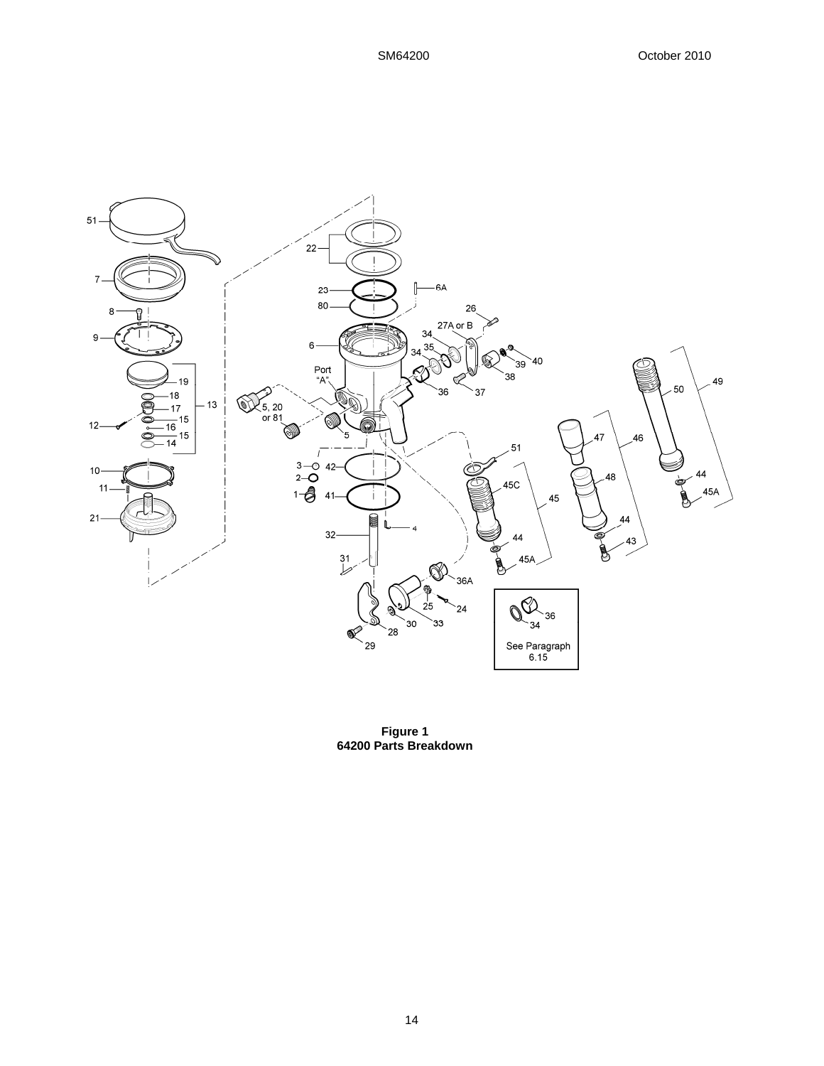**Figure 1**
**64200 Parts Breakdown**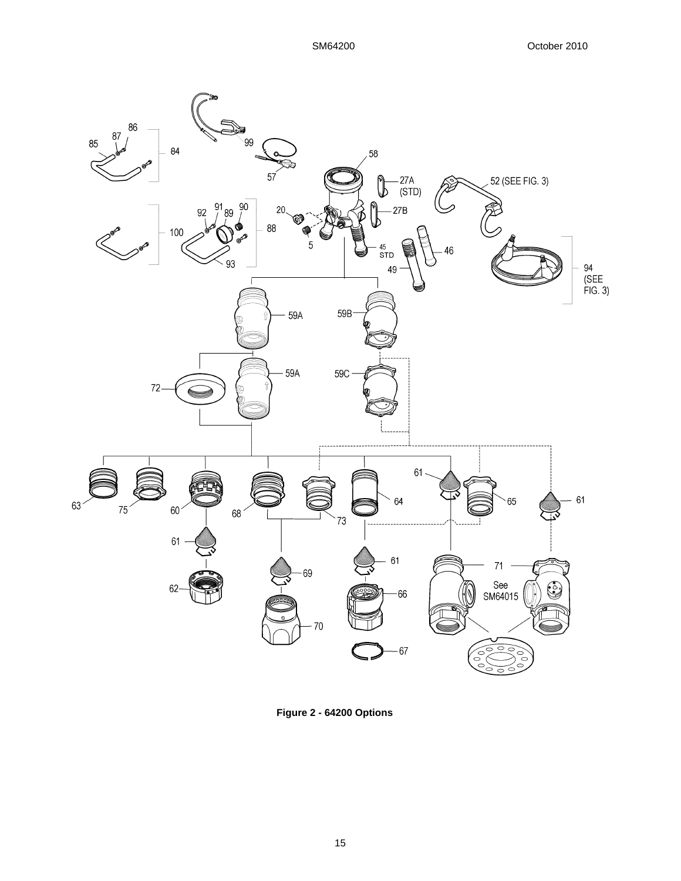Figure 2 - 64200 Options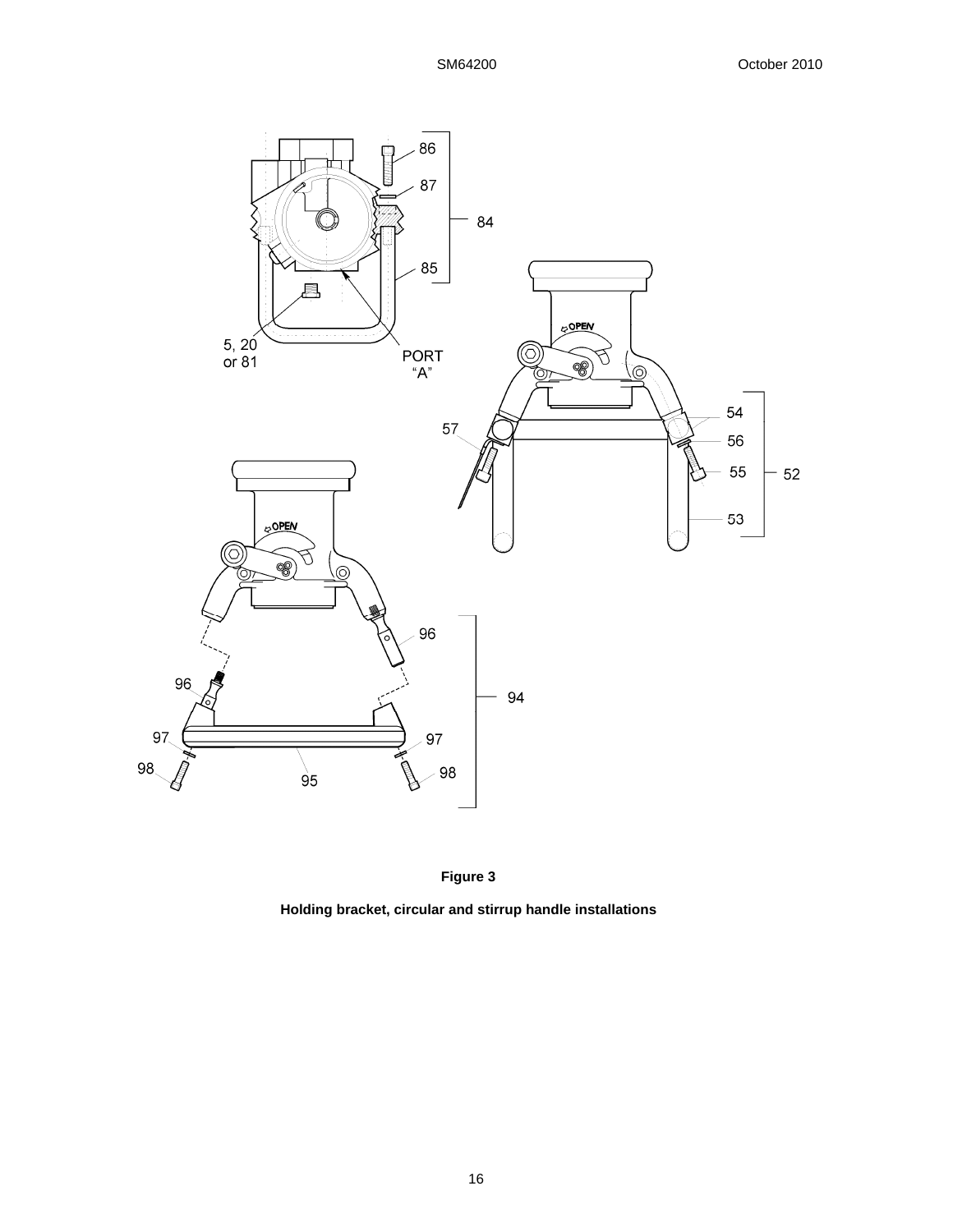**Figure 3**

**Holding bracket, circular and stirrup handle installations**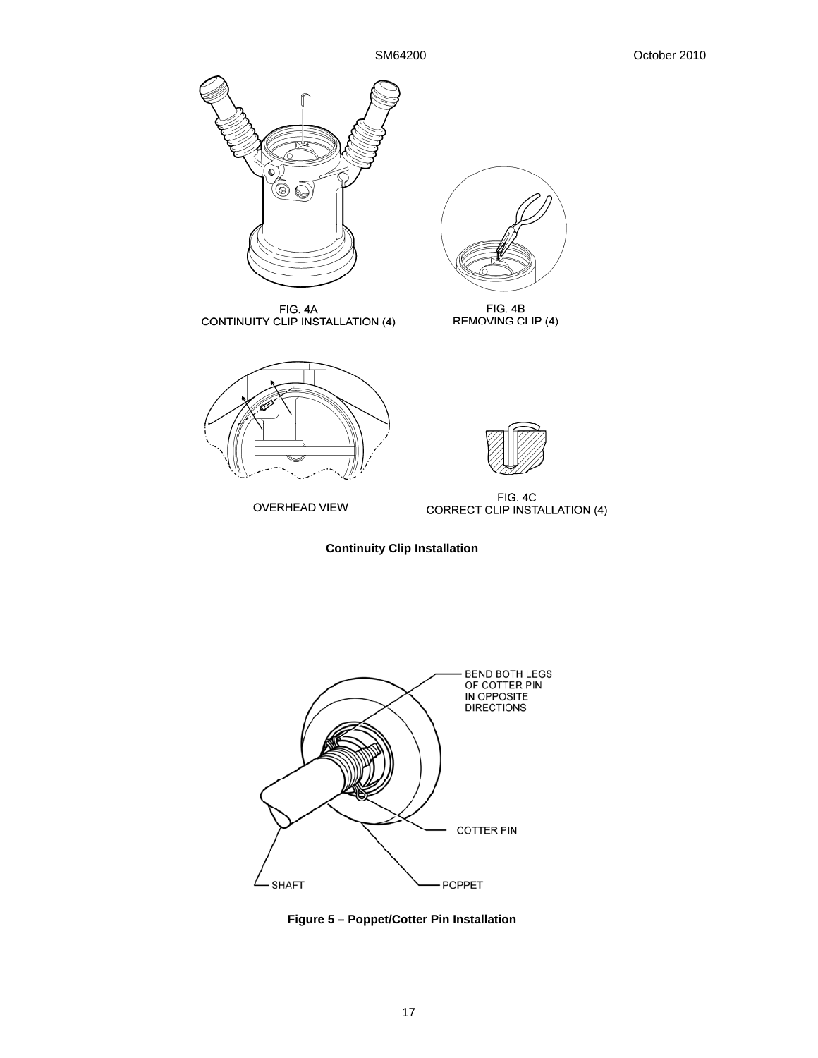FIG. 4A
CONTINUITY CLIP INSTALLATION (4)

FIG. 4B
REMOVING CLIP (4)

OVERHEAD VIEW

FIG. 4C
CORRECT CLIP INSTALLATION (4)

**Continuity Clip Installation**

BEND BOTH LEGS OF COTTER PIN IN OPPOSITE DIRECTIONS

COTTER PIN

SHAFT

POPPET

**Figure 5 – Poppet/Cotter Pin Installation**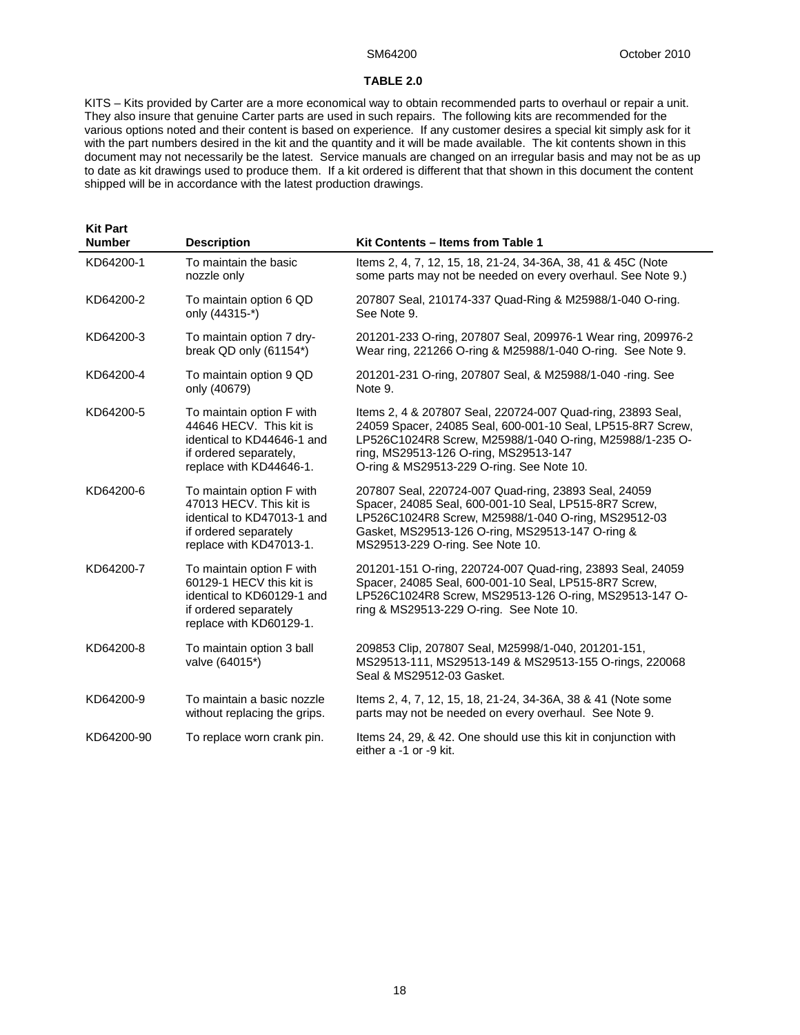**TABLE 2.0**

KITS – Kits provided by Carter are a more economical way to obtain recommended parts to overhaul or repair a unit. They also insure that genuine Carter parts are used in such repairs. The following kits are recommended for the various options noted and their content is based on experience. If any customer desires a special kit simply ask for it with the part numbers desired in the kit and the quantity and it will be made available. The kit contents shown in this document may not necessarily be the latest. Service manuals are changed on an irregular basis and may not be as up to date as kit drawings used to produce them. If a kit ordered is different that that shown in this document the content shipped will be in accordance with the latest production drawings.

| Kit Part Number | Description | Kit Contents – Items from Table 1 |
|---|---|---|
| KD64200-1 | To maintain the basic nozzle only | Items 2, 4, 7, 12, 15, 18, 21-24, 34-36A, 38, 41 & 45C (Note some parts may not be needed on every overhaul. See Note 9.) |
| KD64200-2 | To maintain option 6 QD only (44315-*) | 207807 Seal, 210174-337 Quad-Ring & M25988/1-040 O-ring. See Note 9. |
| KD64200-3 | To maintain option 7 dry-break QD only (61154*) | 201201-233 O-ring, 207807 Seal, 209976-1 Wear ring, 209976-2 Wear ring, 221266 O-ring & M25988/1-040 O-ring. See Note 9. |
| KD64200-4 | To maintain option 9 QD only (40679) | 201201-231 O-ring, 207807 Seal, & M25988/1-040 -ring. See Note 9. |
| KD64200-5 | To maintain option F with 44646 HECV. This kit is identical to KD44646-1 and if ordered separately, replace with KD44646-1. | Items 2, 4 & 207807 Seal, 220724-007 Quad-ring, 23893 Seal, 24059 Spacer, 24085 Seal, 600-001-10 Seal, LP515-8R7 Screw, LP526C1024R8 Screw, M25988/1-040 O-ring, M25988/1-235 O-ring, MS29513-126 O-ring, MS29513-147 O-ring & MS29513-229 O-ring. See Note 10. |
| KD64200-6 | To maintain option F with 47013 HECV. This kit is identical to KD47013-1 and if ordered separately replace with KD47013-1. | 207807 Seal, 220724-007 Quad-ring, 23893 Seal, 24059 Spacer, 24085 Seal, 600-001-10 Seal, LP515-8R7 Screw, LP526C1024R8 Screw, M25988/1-040 O-ring, MS29512-03 Gasket, MS29513-126 O-ring, MS29513-147 O-ring & MS29513-229 O-ring. See Note 10. |
| KD64200-7 | To maintain option F with 60129-1 HECV this kit is identical to KD60129-1 and if ordered separately replace with KD60129-1. | 201201-151 O-ring, 220724-007 Quad-ring, 23893 Seal, 24059 Spacer, 24085 Seal, 600-001-10 Seal, LP515-8R7 Screw, LP526C1024R8 Screw, MS29513-126 O-ring, MS29513-147 O-ring & MS29513-229 O-ring. See Note 10. |
| KD64200-8 | To maintain option 3 ball valve (64015*) | 209853 Clip, 207807 Seal, M25998/1-040, 201201-151, MS29513-111, MS29513-149 & MS29513-155 O-rings, 220068 Seal & MS29512-03 Gasket. |
| KD64200-9 | To maintain a basic nozzle without replacing the grips. | Items 2, 4, 7, 12, 15, 18, 21-24, 34-36A, 38 & 41 (Note some parts may not be needed on every overhaul. See Note 9. |
| KD64200-90 | To replace worn crank pin. | Items 24, 29, & 42. One should use this kit in conjunction with either a -1 or -9 kit. |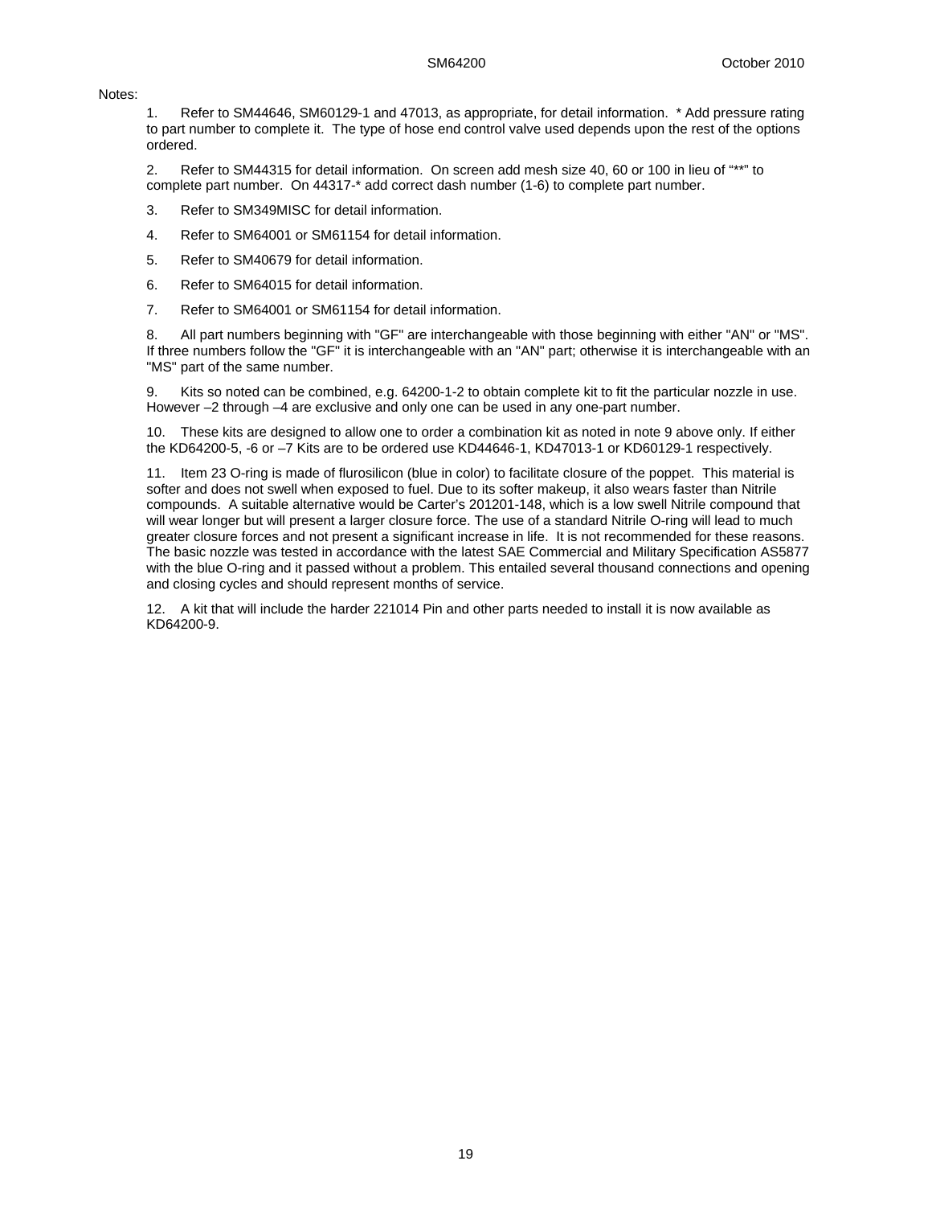Notes:

1. Refer to SM44646, SM60129-1 and 47013, as appropriate, for detail information. * Add pressure rating to part number to complete it. The type of hose end control valve used depends upon the rest of the options ordered.

2. Refer to SM44315 for detail information. On screen add mesh size 40, 60 or 100 in lieu of "**" to complete part number. On 44317-* add correct dash number (1-6) to complete part number.

3. Refer to SM349MISC for detail information.

4. Refer to SM64001 or SM61154 for detail information.

5. Refer to SM40679 for detail information.

6. Refer to SM64015 for detail information.

7. Refer to SM64001 or SM61154 for detail information.

8. All part numbers beginning with "GF" are interchangeable with those beginning with either "AN" or "MS". If three numbers follow the "GF" it is interchangeable with an "AN" part; otherwise it is interchangeable with an "MS" part of the same number.

9. Kits so noted can be combined, e.g. 64200-1-2 to obtain complete kit to fit the particular nozzle in use. However –2 through –4 are exclusive and only one can be used in any one-part number.

10. These kits are designed to allow one to order a combination kit as noted in note 9 above only. If either the KD64200-5, -6 or –7 Kits are to be ordered use KD44646-1, KD47013-1 or KD60129-1 respectively.

11. Item 23 O-ring is made of flurosilicon (blue in color) to facilitate closure of the poppet. This material is softer and does not swell when exposed to fuel. Due to its softer makeup, it also wears faster than Nitrile compounds. A suitable alternative would be Carter's 201201-148, which is a low swell Nitrile compound that will wear longer but will present a larger closure force. The use of a standard Nitrile O-ring will lead to much greater closure forces and not present a significant increase in life. It is not recommended for these reasons. The basic nozzle was tested in accordance with the latest SAE Commercial and Military Specification AS5877 with the blue O-ring and it passed without a problem. This entailed several thousand connections and opening and closing cycles and should represent months of service.

12. A kit that will include the harder 221014 Pin and other parts needed to install it is now available as KD64200-9.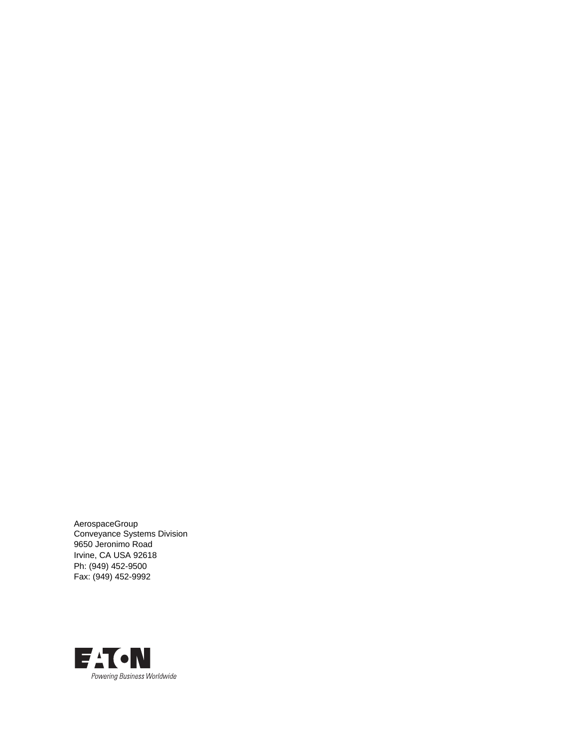AerospaceGroup
Conveyance Systems Division
9650 Jeronimo Road
Irvine, CA USA 92618
Ph: (949) 452-9500
Fax: (949) 452-9992

EATON
Powering Business Worldwide